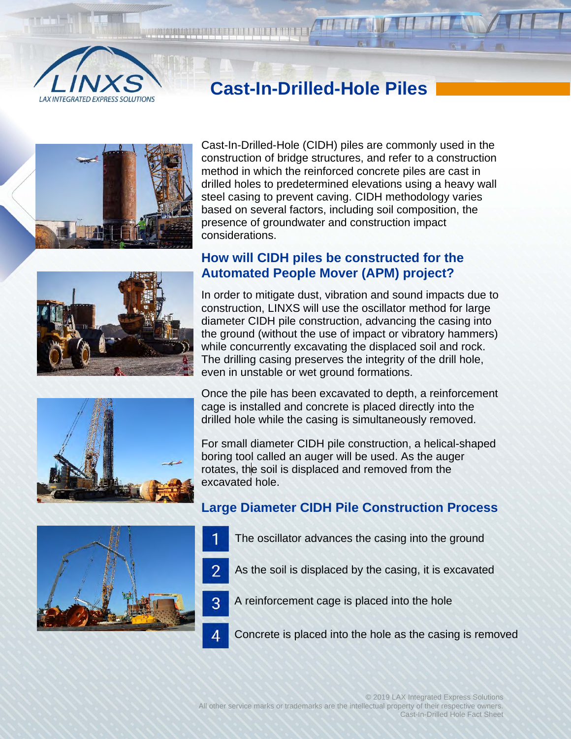# Cast-In-Drilled-Hole Piles

Cast-In-Drilled-Hole (CIDH) piles are commonly used in the construction of bridge structures, and refer to a construction method in which the reinforced concrete piles are cast in drilled holes to predetermined elevations using a heavy wall steel casing to prevent caving. CIDH methodology varies based on several factors, including soil composition, the presence of groundwater and construction impact considerations.

## How will CIDH piles be constructed for the Automated People Mover (APM) project?

In order to mitigate dust, vibration and sound impacts due to construction, LINXS will use the oscillator method for large diameter CIDH pile construction, advancing the casing into the ground (without the use of impact or vibratory hammers) while concurrently excavating the displaced soil and rock. The drilling casing preserves the integrity of the drill hole, even in unstable or wet ground formations.

Once the pile has been excavated to depth, a reinforcement cage is installed and concrete is placed directly into the drilled hole while the casing is simultaneously removed.

For small diameter CIDH pile construction, a helical-shaped boring tool called an auger will be used. As the auger rotates, the soil is displaced and removed from the excavated hole.

## Large Diameter CIDH Pile Construction Process

1. The oscillator advances the casing into the ground
2. As the soil is displaced by the casing, it is excavated
3. A reinforcement cage is placed into the hole
4. Concrete is placed into the hole as the casing is removed

© 2019 LAX Integrated Express Solutions
All other service marks or trademarks are the intellectual property of their respective owners.
Cast-In-Drilled Hole Fact Sheet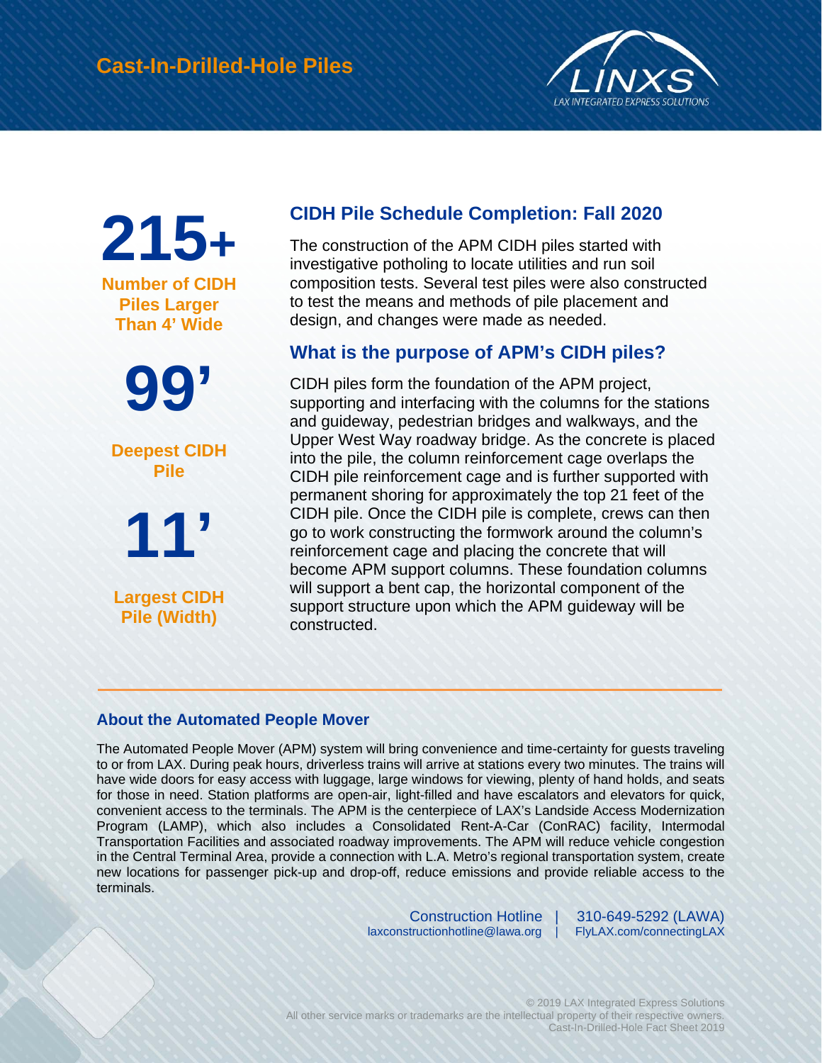# Cast-In-Drilled-Hole Piles

LINXS
LAX INTEGRATED EXPRESS SOLUTIONS

**215+**

**Number of CIDH Piles Larger Than 4' Wide**

**99'**

**Deepest CIDH Pile**

**11'**

**Largest CIDH Pile (Width)**

## CIDH Pile Schedule Completion: Fall 2020

The construction of the APM CIDH piles started with investigative potholing to locate utilities and run soil composition tests. Several test piles were also constructed to test the means and methods of pile placement and design, and changes were made as needed.

## What is the purpose of APM's CIDH piles?

CIDH piles form the foundation of the APM project, supporting and interfacing with the columns for the stations and guideway, pedestrian bridges and walkways, and the Upper West Way roadway bridge. As the concrete is placed into the pile, the column reinforcement cage overlaps the CIDH pile reinforcement cage and is further supported with permanent shoring for approximately the top 21 feet of the CIDH pile. Once the CIDH pile is complete, crews can then go to work constructing the formwork around the column's reinforcement cage and placing the concrete that will become APM support columns. These foundation columns will support a bent cap, the horizontal component of the support structure upon which the APM guideway will be constructed.

---

### About the Automated People Mover

The Automated People Mover (APM) system will bring convenience and time-certainty for guests traveling to or from LAX. During peak hours, driverless trains will arrive at stations every two minutes. The trains will have wide doors for easy access with luggage, large windows for viewing, plenty of hand holds, and seats for those in need. Station platforms are open-air, light-filled and have escalators and elevators for quick, convenient access to the terminals. The APM is the centerpiece of LAX's Landside Access Modernization Program (LAMP), which also includes a Consolidated Rent-A-Car (ConRAC) facility, Intermodal Transportation Facilities and associated roadway improvements. The APM will reduce vehicle congestion in the Central Terminal Area, provide a connection with L.A. Metro's regional transportation system, create new locations for passenger pick-up and drop-off, reduce emissions and provide reliable access to the terminals.

Construction Hotline | 310-649-5292 (LAWA)
laxconstructionhotline@lawa.org | FlyLAX.com/connectingLAX

© 2019 LAX Integrated Express Solutions
All other service marks or trademarks are the intellectual property of their respective owners.
Cast-In-Drilled-Hole Fact Sheet 2019